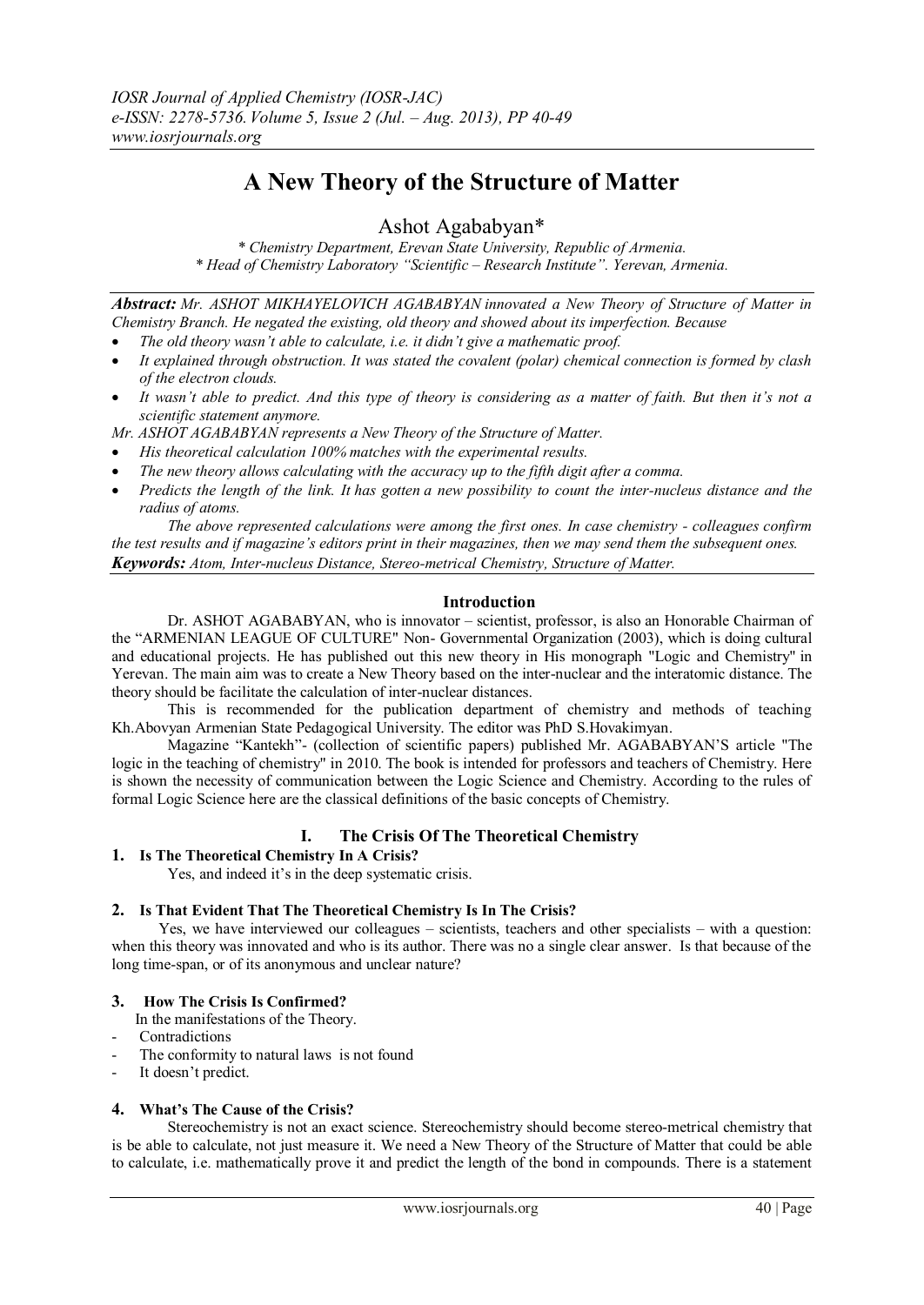# A New Theory of the Structure of Matter

Ashot Agababyan*

*\* Chemistry Department, Erevan State University, Republic of Armenia.*
*\* Head of Chemistry Laboratory "Scientific – Research Institute". Yerevan, Armenia.*

***Abstract:*** *Mr. ASHOT MIKHAYELOVICH AGABABYAN innovated a New Theory of Structure of Matter in Chemistry Branch. He negated the existing, old theory and showed about its imperfection. Because*

- *The old theory wasn't able to calculate, i.e. it didn't give a mathematic proof.*
- *It explained through obstruction. It was stated the covalent (polar) chemical connection is formed by clash of the electron clouds.*
- *It wasn't able to predict. And this type of theory is considering as a matter of faith. But then it's not a scientific statement anymore.*

*Mr. ASHOT AGABABYAN represents a New Theory of the Structure of Matter.*

- *His theoretical calculation 100% matches with the experimental results.*
- *The new theory allows calculating with the accuracy up to the fifth digit after a comma.*
- *Predicts the length of the link. It has gotten a new possibility to count the inter-nucleus distance and the radius of atoms.*

*The above represented calculations were among the first ones. In case chemistry - colleagues confirm the test results and if magazine's editors print in their magazines, then we may send them the subsequent ones.*

***Keywords:*** *Atom, Inter-nucleus Distance, Stereo-metrical Chemistry, Structure of Matter.*

## Introduction

Dr. ASHOT AGABABYAN, who is innovator – scientist, professor, is also an Honorable Chairman of the "ARMENIAN LEAGUE OF CULTURE" Non- Governmental Organization (2003), which is doing cultural and educational projects. He has published out this new theory in His monograph "Logic and Chemistry" in Yerevan. The main aim was to create a New Theory based on the inter-nuclear and the interatomic distance. The theory should be facilitate the calculation of inter-nuclear distances.

This is recommended for the publication department of chemistry and methods of teaching Kh.Abovyan Armenian State Pedagogical University. The editor was PhD S.Hovakimyan.

Magazine "Kantekh"- (collection of scientific papers) published Mr. AGABABYAN'S article "The logic in the teaching of chemistry" in 2010. The book is intended for professors and teachers of Chemistry. Here is shown the necessity of communication between the Logic Science and Chemistry. According to the rules of formal Logic Science here are the classical definitions of the basic concepts of Chemistry.

## I. The Crisis Of The Theoretical Chemistry

### 1. Is The Theoretical Chemistry In A Crisis?

Yes, and indeed it's in the deep systematic crisis.

### 2. Is That Evident That The Theoretical Chemistry Is In The Crisis?

Yes, we have interviewed our colleagues – scientists, teachers and other specialists – with a question: when this theory was innovated and who is its author. There was no a single clear answer. Is that because of the long time-span, or of its anonymous and unclear nature?

### 3. How The Crisis Is Confirmed?

In the manifestations of the Theory.

- Contradictions
- The conformity to natural laws is not found
- It doesn't predict.

### 4. What's The Cause of the Crisis?

Stereochemistry is not an exact science. Stereochemistry should become stereo-metrical chemistry that is be able to calculate, not just measure it. We need a New Theory of the Structure of Matter that could be able to calculate, i.e. mathematically prove it and predict the length of the bond in compounds. There is a statement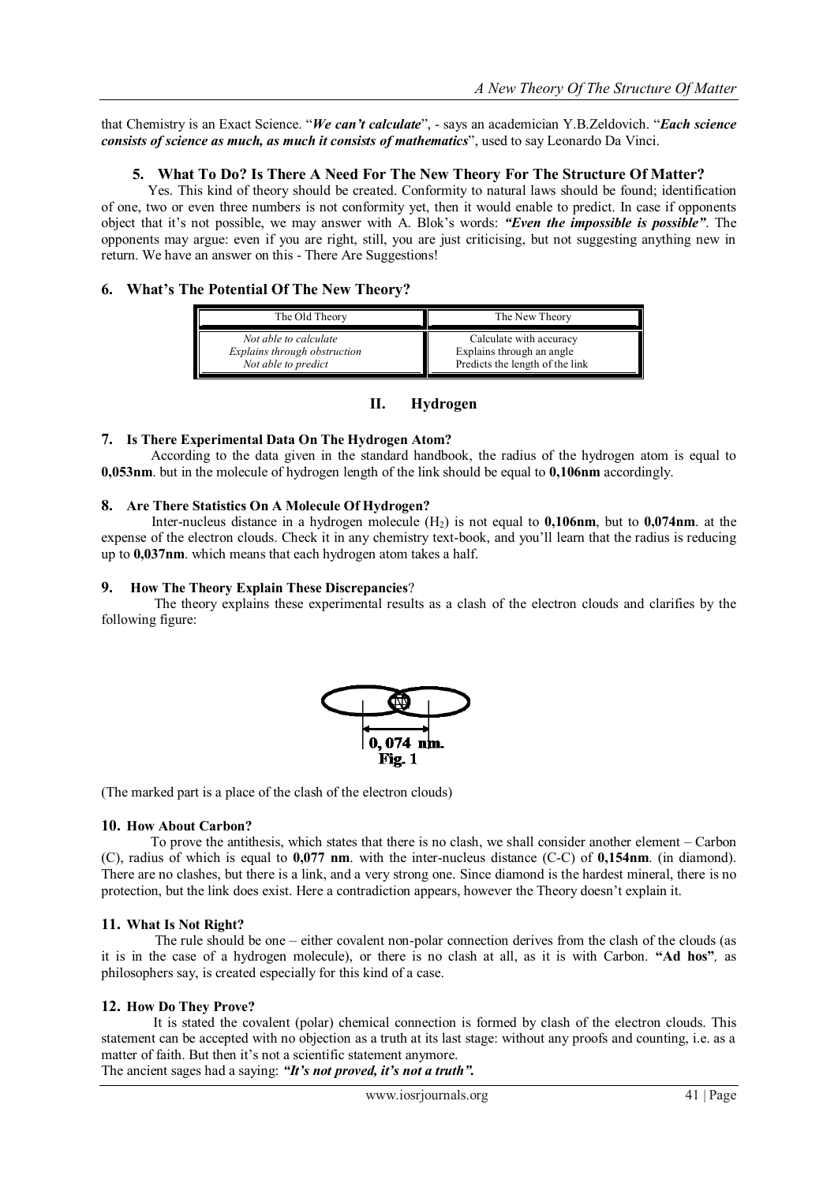that Chemistry is an Exact Science. "*We can't calculate*", - says an academician Y.B.Zeldovich. "***Each science consists of science as much, as much it consists of mathematics***", used to say Leonardo Da Vinci.

### 5. What To Do? Is There A Need For The New Theory For The Structure Of Matter?

Yes. This kind of theory should be created. Conformity to natural laws should be found; identification of one, two or even three numbers is not conformity yet, then it would enable to predict. In case if opponents object that it's not possible, we may answer with A. Blok's words: ***"Even the impossible is possible"***. The opponents may argue: even if you are right, still, you are just criticising, but not suggesting anything new in return. We have an answer on this - There Are Suggestions!

### 6. What's The Potential Of The New Theory?

| The Old Theory | The New Theory |
|---|---|
| *Not able to calculate*<br>*Explains through obstruction*<br>*Not able to predict* | Calculate with accuracy<br>Explains through an angle<br>Predicts the length of the link |

## II. Hydrogen

### 7. Is There Experimental Data On The Hydrogen Atom?

According to the data given in the standard handbook, the radius of the hydrogen atom is equal to **0,053nm**. but in the molecule of hydrogen length of the link should be equal to **0,106nm** accordingly.

### 8. Are There Statistics On A Molecule Of Hydrogen?

Inter-nucleus distance in a hydrogen molecule ($H_2$) is not equal to **0,106nm**, but to **0,074nm**. at the expense of the electron clouds. Check it in any chemistry text-book, and you'll learn that the radius is reducing up to **0,037nm**. which means that each hydrogen atom takes a half.

### 9. How The Theory Explain These Discrepancies?

The theory explains these experimental results as a clash of the electron clouds and clarifies by the following figure:

0, 074 nm.
**Fig. 1**

(The marked part is a place of the clash of the electron clouds)

### 10. How About Carbon?

To prove the antithesis, which states that there is no clash, we shall consider another element – Carbon (C), radius of which is equal to **0,077 nm**. with the inter-nucleus distance (C-C) of **0,154nm**. (in diamond). There are no clashes, but there is a link, and a very strong one. Since diamond is the hardest mineral, there is no protection, but the link does exist. Here a contradiction appears, however the Theory doesn't explain it.

### 11. What Is Not Right?

The rule should be one – either covalent non-polar connection derives from the clash of the clouds (as it is in the case of a hydrogen molecule), or there is no clash at all, as it is with Carbon. **"Ad hos"**, as philosophers say, is created especially for this kind of a case.

### 12. How Do They Prove?

It is stated the covalent (polar) chemical connection is formed by clash of the electron clouds. This statement can be accepted with no objection as a truth at its last stage: without any proofs and counting, i.e. as a matter of faith. But then it's not a scientific statement anymore.

The ancient sages had a saying: ***"It's not proved, it's not a truth".***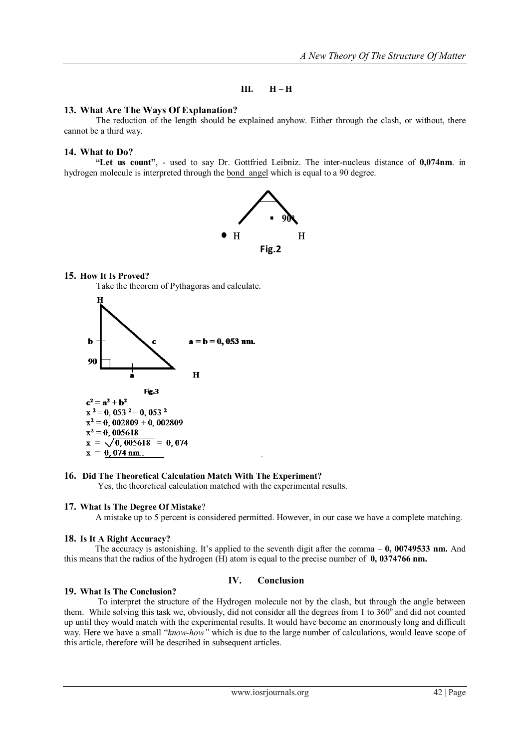## III. H – H

### 13. What Are The Ways Of Explanation?

The reduction of the length should be explained anyhow. Either through the clash, or without, there cannot be a third way.

### 14. What to Do?

**"Let us count"**, - used to say Dr. Gottfried Leibniz. The inter-nucleus distance of **0,074nm**. in hydrogen molecule is interpreted through the bond angel which is equal to a 90 degree.

90°

H H

Fig.2

### 15. How It Is Proved?

Take the theorem of Pythagoras and calculate.

**a = b = 0, 053 nm.**

Fig.3

$$c^2 = a^2 + b^2$$

$$x^2 = 0,053^2 + 0,053^2$$

$$x^2 = 0,002809 + 0,002809$$

$$x^2 = 0,005618$$

$$x = \sqrt{0,005618} = 0,074$$

$$x = 0,074 \text{ nm.}$$

### 16. Did The Theoretical Calculation Match With The Experiment?

Yes, the theoretical calculation matched with the experimental results.

### 17. What Is The Degree Of Mistake?

A mistake up to 5 percent is considered permitted. However, in our case we have a complete matching.

### 18. Is It A Right Accuracy?

The accuracy is astonishing. It's applied to the seventh digit after the comma – **0, 00749533 nm.** And this means that the radius of the hydrogen (H) atom is equal to the precise number of **0, 0374766 nm.**

## IV. Conclusion

### 19. What Is The Conclusion?

To interpret the structure of the Hydrogen molecule not by the clash, but through the angle between them. While solving this task we, obviously, did not consider all the degrees from 1 to 360° and did not counted up until they would match with the experimental results. It would have become an enormously long and difficult way. Here we have a small "*know-how"* which is due to the large number of calculations, would leave scope of this article, therefore will be described in subsequent articles.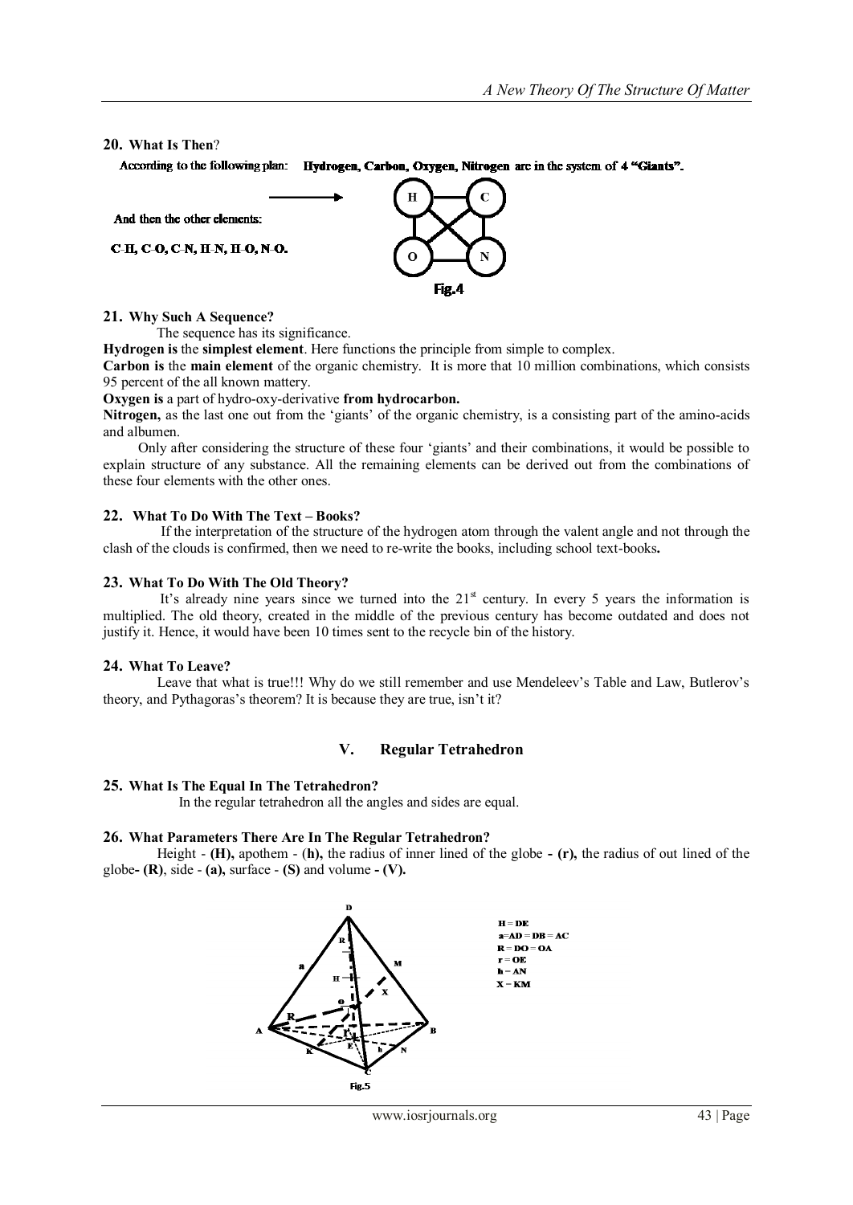## 20. What Is Then?

According to the following plan: **Hydrogen, Carbon, Oxygen, Nitrogen are in the system of 4 "Giants".**

And then the other elements:

C-H, C-O, C-N, H-N, H-O, N-O.

Fig.4

## 21. Why Such A Sequence?

The sequence has its significance.

**Hydrogen is** the **simplest element**. Here functions the principle from simple to complex.

**Carbon is** the **main element** of the organic chemistry. It is more that 10 million combinations, which consists 95 percent of the all known mattery.

**Oxygen is** a part of hydro-oxy-derivative **from hydrocarbon.**

**Nitrogen,** as the last one out from the 'giants' of the organic chemistry, is a consisting part of the amino-acids and albumen.

Only after considering the structure of these four 'giants' and their combinations, it would be possible to explain structure of any substance. All the remaining elements can be derived out from the combinations of these four elements with the other ones.

## 22. What To Do With The Text – Books?

If the interpretation of the structure of the hydrogen atom through the valent angle and not through the clash of the clouds is confirmed, then we need to re-write the books, including school text-books**.**

## 23. What To Do With The Old Theory?

It's already nine years since we turned into the 21st century. In every 5 years the information is multiplied. The old theory, created in the middle of the previous century has become outdated and does not justify it. Hence, it would have been 10 times sent to the recycle bin of the history.

## 24. What To Leave?

Leave that what is true!!! Why do we still remember and use Mendeleev's Table and Law, Butlerov's theory, and Pythagoras's theorem? It is because they are true, isn't it?

# V. Regular Tetrahedron

## 25. What Is The Equal In The Tetrahedron?

In the regular tetrahedron all the angles and sides are equal.

## 26. What Parameters There Are In The Regular Tetrahedron?

Height - **(H),** apothem - (**h),** the radius of inner lined of the globe **- (r),** the radius of out lined of the globe**- (R)**, side - **(a),** surface - **(S)** and volume **- (V).**

H = DE
a = AD = DB = AC
R = DO = OA
r = OE
h = AN
X = KM

Fig.5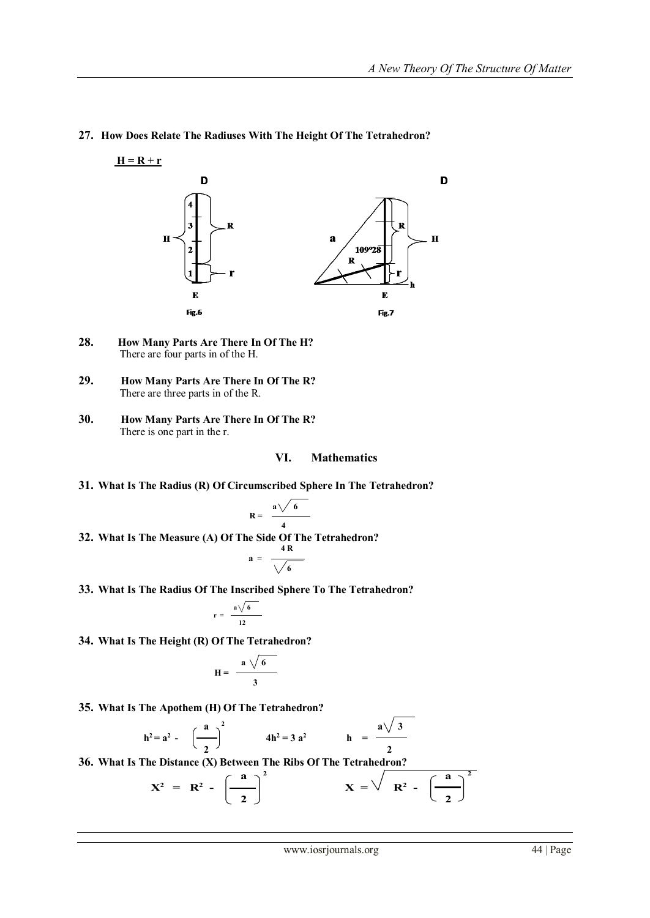**27. How Does Relate The Radiuses With The Height Of The Tetrahedron?**

**$H = R + r$**

Fig.6

Fig.7

**28. How Many Parts Are There In Of The H?**
There are four parts in of the H.

**29. How Many Parts Are There In Of The R?**
There are three parts in of the R.

**30. How Many Parts Are There In Of The R?**
There is one part in the r.

## VI. Mathematics

**31. What Is The Radius (R) Of Circumscribed Sphere In The Tetrahedron?**

$$R = \frac{a\sqrt{6}}{4}$$

**32. What Is The Measure (A) Of The Side Of The Tetrahedron?**

$$a = \frac{4R}{\sqrt{6}}$$

**33. What Is The Radius Of The Inscribed Sphere To The Tetrahedron?**

$$r = \frac{a\sqrt{6}}{12}$$

**34. What Is The Height (R) Of The Tetrahedron?**

$$H = \frac{a\sqrt{6}}{3}$$

**35. What Is The Apothem (H) Of The Tetrahedron?**

$$h^2 = a^2 - \left(\frac{a}{2}\right)^2 \qquad 4h^2 = 3a^2 \qquad h = \frac{a\sqrt{3}}{2}$$

**36. What Is The Distance (X) Between The Ribs Of The Tetrahedron?**

$$X^2 = R^2 - \left(\frac{a}{2}\right)^2 \qquad X = \sqrt{R^2 - \left(\frac{a}{2}\right)^2}$$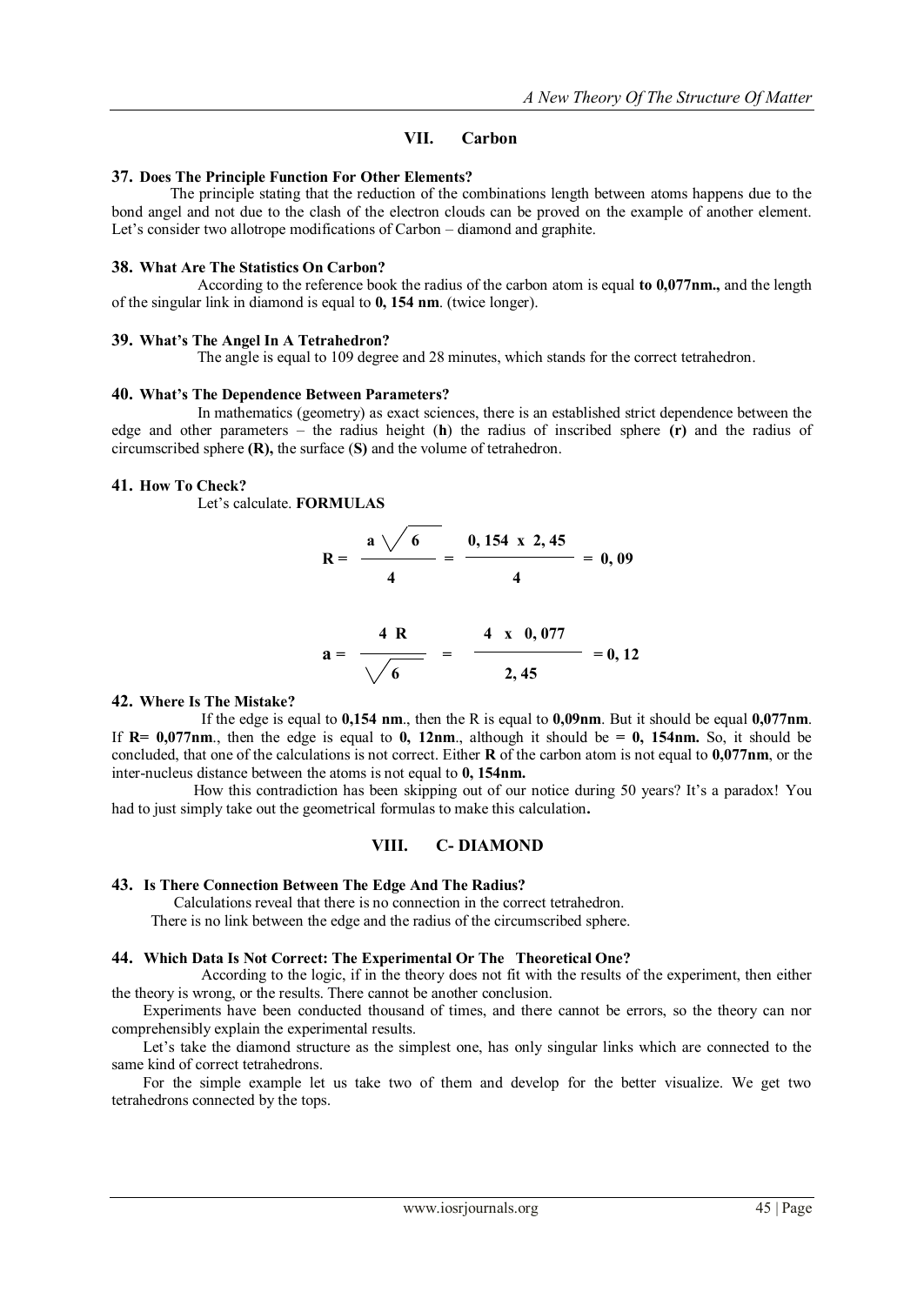## VII. Carbon

### 37. Does The Principle Function For Other Elements?

The principle stating that the reduction of the combinations length between atoms happens due to the bond angel and not due to the clash of the electron clouds can be proved on the example of another element. Let's consider two allotrope modifications of Carbon – diamond and graphite.

### 38. What Are The Statistics On Carbon?

According to the reference book the radius of the carbon atom is equal **to 0,077nm.,** and the length of the singular link in diamond is equal to **0, 154 nm**. (twice longer).

### 39. What's The Angel In A Tetrahedron?

The angle is equal to 109 degree and 28 minutes, which stands for the correct tetrahedron.

### 40. What's The Dependence Between Parameters?

In mathematics (geometry) as exact sciences, there is an established strict dependence between the edge and other parameters – the radius height (**h**) the radius of inscribed sphere **(r)** and the radius of circumscribed sphere **(R),** the surface (**S)** and the volume of tetrahedron.

### 41. How To Check?

Let's calculate. **FORMULAS**

$$R = \frac{a\sqrt{6}}{4} = \frac{0,154 \times 2,45}{4} = 0,09$$

$$a = \frac{4R}{\sqrt{6}} = \frac{4 \times 0,077}{2,45} = 0,12$$

### 42. Where Is The Mistake?

If the edge is equal to **0,154 nm**., then the R is equal to **0,09nm**. But it should be equal **0,077nm**. If **R= 0,077nm**., then the edge is equal to **0, 12nm**., although it should be **= 0, 154nm.** So, it should be concluded, that one of the calculations is not correct. Either **R** of the carbon atom is not equal to **0,077nm**, or the inter-nucleus distance between the atoms is not equal to **0, 154nm.**

How this contradiction has been skipping out of our notice during 50 years? It's a paradox! You had to just simply take out the geometrical formulas to make this calculation**.**

## VIII. C- DIAMOND

### 43. Is There Connection Between The Edge And The Radius?

Calculations reveal that there is no connection in the correct tetrahedron.

There is no link between the edge and the radius of the circumscribed sphere.

### 44. Which Data Is Not Correct: The Experimental Or The Theoretical One?

According to the logic, if in the theory does not fit with the results of the experiment, then either the theory is wrong, or the results. There cannot be another conclusion.

Experiments have been conducted thousand of times, and there cannot be errors, so the theory can nor comprehensibly explain the experimental results.

Let's take the diamond structure as the simplest one, has only singular links which are connected to the same kind of correct tetrahedrons.

For the simple example let us take two of them and develop for the better visualize. We get two tetrahedrons connected by the tops.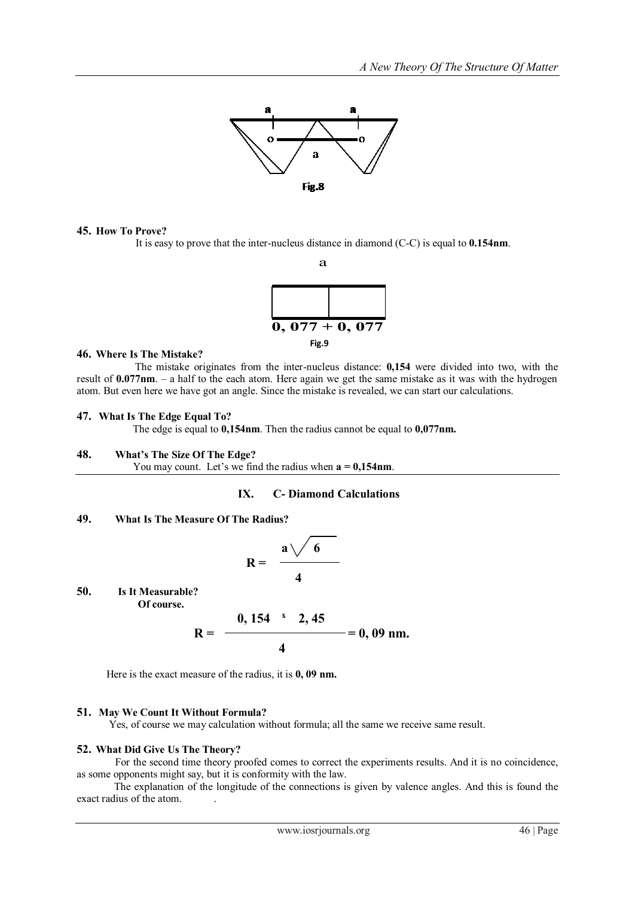Fig.8

**45. How To Prove?**

It is easy to prove that the inter-nucleus distance in diamond (C-C) is equal to **0.154nm**.

a

**0, 077 + 0, 077**

Fig.9

**46. Where Is The Mistake?**

The mistake originates from the inter-nucleus distance: **0,154** were divided into two, with the result of **0.077nm**. – a half to the each atom. Here again we get the same mistake as it was with the hydrogen atom. But even here we have got an angle. Since the mistake is revealed, we can start our calculations.

**47. What Is The Edge Equal To?**

The edge is equal to **0,154nm**. Then the radius cannot be equal to **0,077nm.**

**48. What's The Size Of The Edge?**

You may count. Let's we find the radius when **a = 0,154nm**.

## IX. C- Diamond Calculations

**49. What Is The Measure Of The Radius?**

$$R = \frac{a\sqrt{6}}{4}$$

**50. Is It Measurable?**

**Of course.**

$$R = \frac{0,154 \times 2,45}{4} = 0,09 \text{ nm.}$$

Here is the exact measure of the radius, it is **0, 09 nm.**

**51. May We Count It Without Formula?**

Yes, of course we may calculation without formula; all the same we receive same result.

**52. What Did Give Us The Theory?**

For the second time theory proofed comes to correct the experiments results. And it is no coincidence, as some opponents might say, but it is conformity with the law.

The explanation of the longitude of the connections is given by valence angles. And this is found the exact radius of the atom.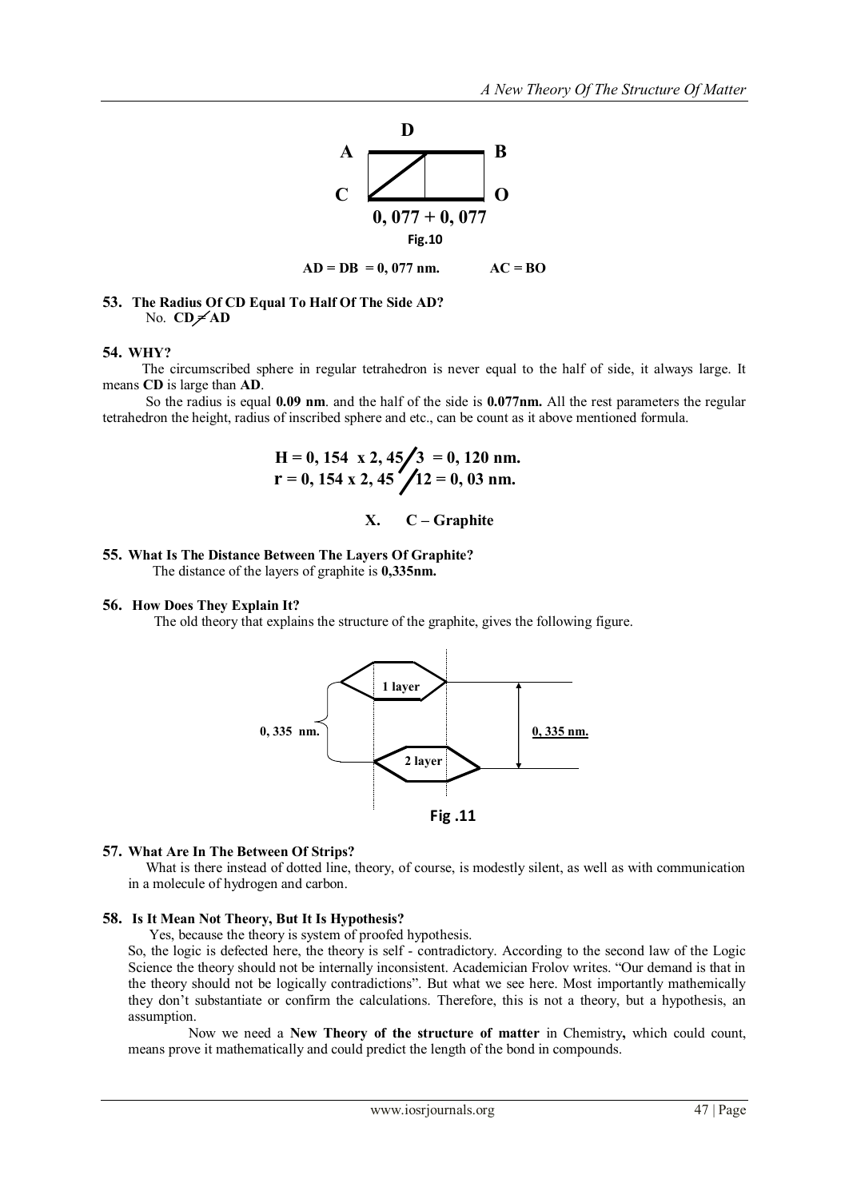D

A B

C O

0, 077 + 0, 077

Fig.10

**AD = DB = 0, 077 nm.** **AC = BO**

**53. The Radius Of CD Equal To Half Of The Side AD?**

No. **CD ≠ AD**

**54. WHY?**

The circumscribed sphere in regular tetrahedron is never equal to the half of side, it always large. It means **CD** is large than **AD**.

So the radius is equal **0.09 nm**. and the half of the side is **0.077nm.** All the rest parameters the regular tetrahedron the height, radius of inscribed sphere and etc., can be count as it above mentioned formula.

$$H = 0,154 \times 2,45 / 3 = 0,120 \text{ nm.}$$
$$r = 0,154 \times 2,45 / 12 = 0,03 \text{ nm.}$$

## X. C – Graphite

**55. What Is The Distance Between The Layers Of Graphite?**

The distance of the layers of graphite is **0,335nm.**

**56. How Does They Explain It?**

The old theory that explains the structure of the graphite, gives the following figure.

1 layer

0, 335 nm.

0, 335 nm.

2 layer

Fig .11

**57. What Are In The Between Of Strips?**

What is there instead of dotted line, theory, of course, is modestly silent, as well as with communication in a molecule of hydrogen and carbon.

**58. Is It Mean Not Theory, But It Is Hypothesis?**

Yes, because the theory is system of proofed hypothesis.

So, the logic is defected here, the theory is self - contradictory. According to the second law of the Logic Science the theory should not be internally inconsistent. Academician Frolov writes. "Our demand is that in the theory should not be logically contradictions". But what we see here. Most importantly mathemically they don't substantiate or confirm the calculations. Therefore, this is not a theory, but a hypothesis, an assumption.

Now we need a **New Theory of the structure of matter** in Chemistry**,** which could count, means prove it mathematically and could predict the length of the bond in compounds.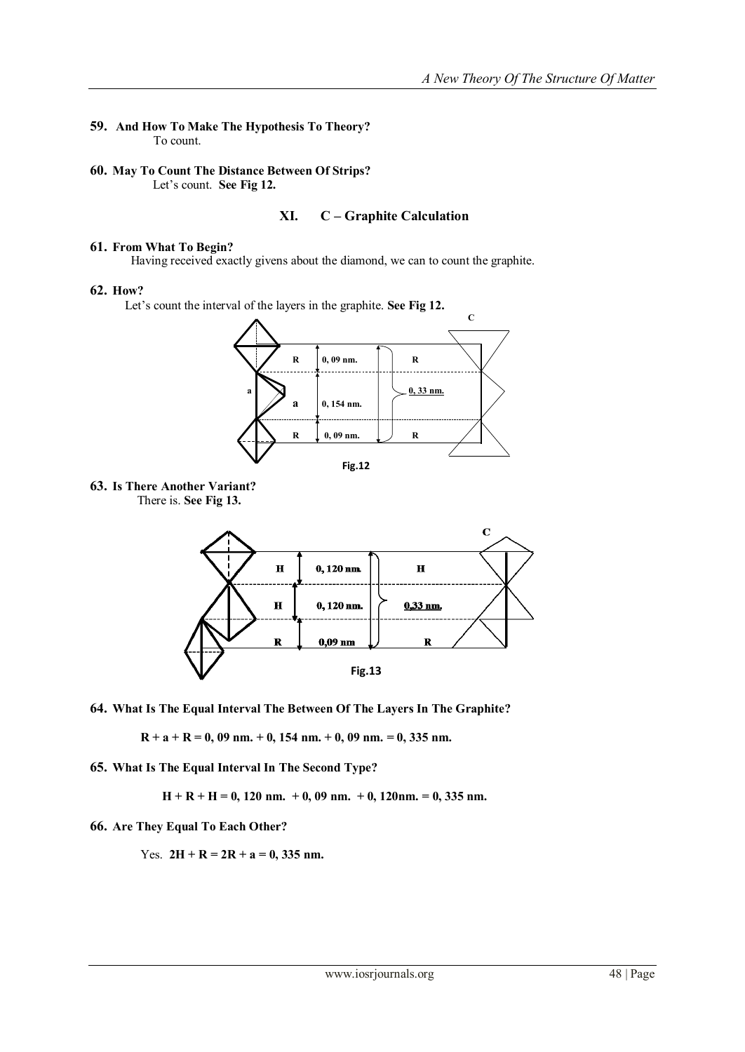**59. And How To Make The Hypothesis To Theory?**

To count.

**60. May To Count The Distance Between Of Strips?**

Let's count. **See Fig 12.**

## XI. C – Graphite Calculation

**61. From What To Begin?**

Having received exactly givens about the diamond, we can to count the graphite.

**62. How?**

Let's count the interval of the layers in the graphite. **See Fig 12.**

Fig.12

**63. Is There Another Variant?**

There is. **See Fig 13.**

Fig.13

**64. What Is The Equal Interval The Between Of The Layers In The Graphite?**

**R + a + R = 0, 09 nm. + 0, 154 nm. + 0, 09 nm. = 0, 335 nm.**

**65. What Is The Equal Interval In The Second Type?**

**H + R + H = 0, 120 nm. + 0, 09 nm. + 0, 120nm. = 0, 335 nm.**

**66. Are They Equal To Each Other?**

Yes. **2H + R = 2R + a = 0, 335 nm.**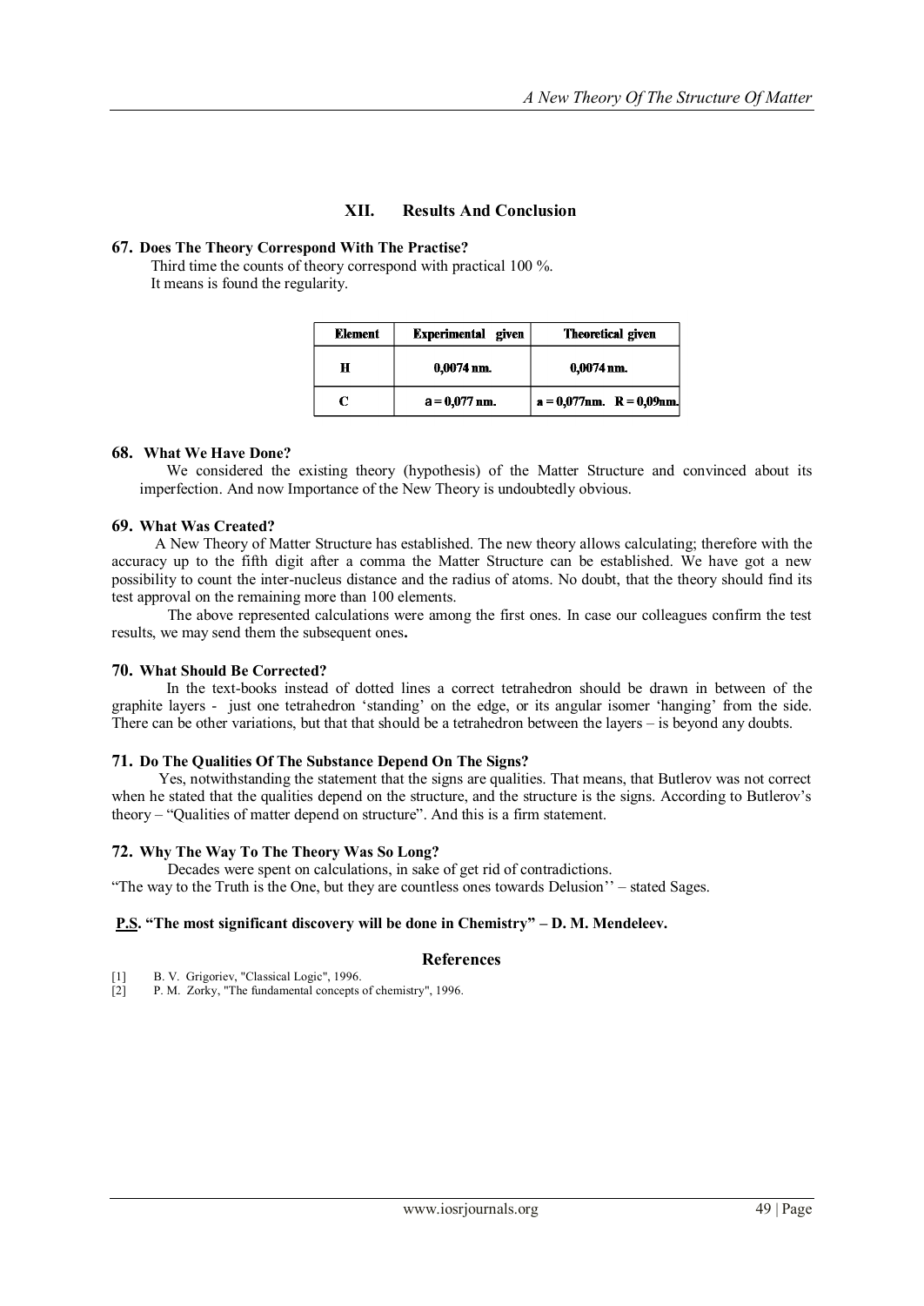## XII. Results And Conclusion

### 67. Does The Theory Correspond With The Practise?

Third time the counts of theory correspond with practical 100 %.
It means is found the regularity.

| Element | Experimental given | Theoretical given |
|---|---|---|
| H | 0,0074 nm. | 0,0074 nm. |
| C | a = 0,077 nm. | a = 0,077nm. R = 0,09nm. |

### 68. What We Have Done?

We considered the existing theory (hypothesis) of the Matter Structure and convinced about its imperfection. And now Importance of the New Theory is undoubtedly obvious.

### 69. What Was Created?

A New Theory of Matter Structure has established. The new theory allows calculating; therefore with the accuracy up to the fifth digit after a comma the Matter Structure can be established. We have got a new possibility to count the inter-nucleus distance and the radius of atoms. No doubt, that the theory should find its test approval on the remaining more than 100 elements.

The above represented calculations were among the first ones. In case our colleagues confirm the test results, we may send them the subsequent ones**.**

### 70. What Should Be Corrected?

In the text-books instead of dotted lines a correct tetrahedron should be drawn in between of the graphite layers - just one tetrahedron 'standing' on the edge, or its angular isomer 'hanging' from the side. There can be other variations, but that that should be a tetrahedron between the layers – is beyond any doubts.

### 71. Do The Qualities Of The Substance Depend On The Signs?

Yes, notwithstanding the statement that the signs are qualities. That means, that Butlerov was not correct when he stated that the qualities depend on the structure, and the structure is the signs. According to Butlerov's theory – "Qualities of matter depend on structure". And this is a firm statement.

### 72. Why The Way To The Theory Was So Long?

Decades were spent on calculations, in sake of get rid of contradictions.
"The way to the Truth is the One, but they are countless ones towards Delusion'' – stated Sages.

**P.S. "The most significant discovery will be done in Chemistry" – D. M. Mendeleev.**

## References

[1] B. V. Grigoriev, "Classical Logic", 1996.
[2] P. M. Zorky, "The fundamental concepts of chemistry", 1996.